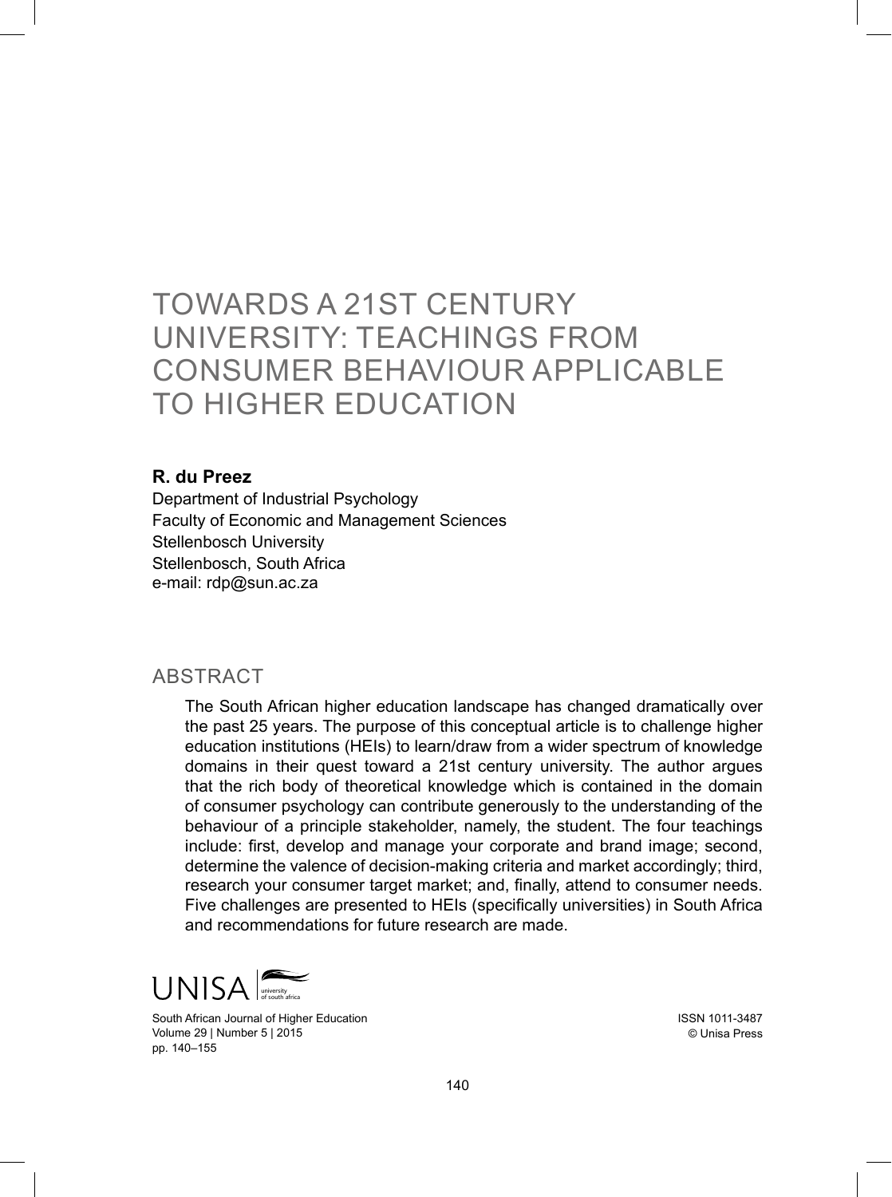# TOWARDS A 21ST CENTURY UNIVERSITY: TEACHINGS FROM CONSUMER BEHAVIOUR APPLICABLE TO HIGHER EDUCATION

**R. du Preez**

Department of Industrial Psychology
Faculty of Economic and Management Sciences
Stellenbosch University
Stellenbosch, South Africa
e-mail: rdp@sun.ac.za

## ABSTRACT

The South African higher education landscape has changed dramatically over the past 25 years. The purpose of this conceptual article is to challenge higher education institutions (HEIs) to learn/draw from a wider spectrum of knowledge domains in their quest toward a 21st century university. The author argues that the rich body of theoretical knowledge which is contained in the domain of consumer psychology can contribute generously to the understanding of the behaviour of a principle stakeholder, namely, the student. The four teachings include: first, develop and manage your corporate and brand image; second, determine the valence of decision-making criteria and market accordingly; third, research your consumer target market; and, finally, attend to consumer needs. Five challenges are presented to HEIs (specifically universities) in South Africa and recommendations for future research are made.

South African Journal of Higher Education
Volume 29 | Number 5 | 2015
pp. 140–155

ISSN 1011-3487
© Unisa Press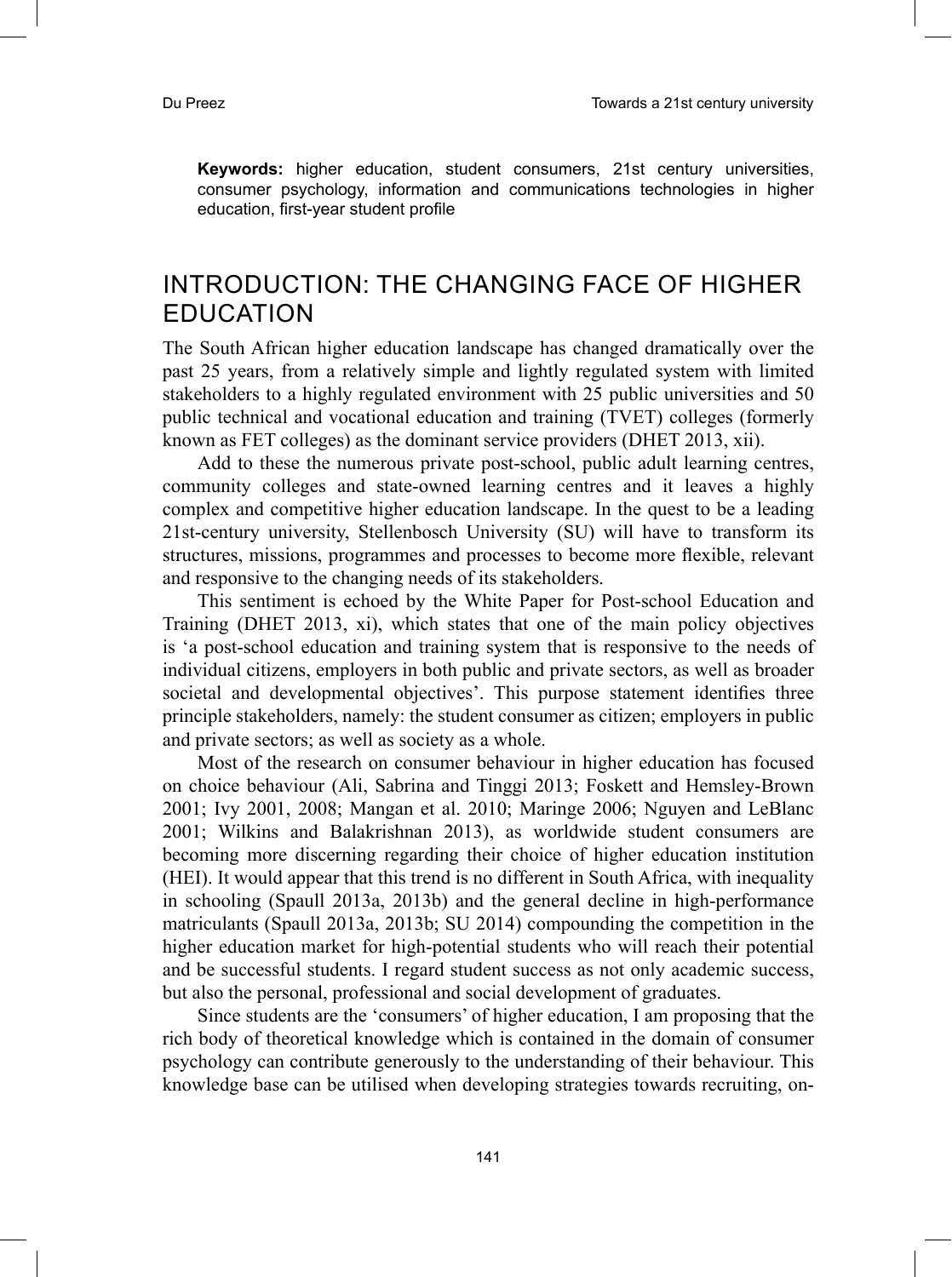**Keywords:** higher education, student consumers, 21st century universities, consumer psychology, information and communications technologies in higher education, first-year student profile

## INTRODUCTION: THE CHANGING FACE OF HIGHER EDUCATION

The South African higher education landscape has changed dramatically over the past 25 years, from a relatively simple and lightly regulated system with limited stakeholders to a highly regulated environment with 25 public universities and 50 public technical and vocational education and training (TVET) colleges (formerly known as FET colleges) as the dominant service providers (DHET 2013, xii).

Add to these the numerous private post-school, public adult learning centres, community colleges and state-owned learning centres and it leaves a highly complex and competitive higher education landscape. In the quest to be a leading 21st-century university, Stellenbosch University (SU) will have to transform its structures, missions, programmes and processes to become more flexible, relevant and responsive to the changing needs of its stakeholders.

This sentiment is echoed by the White Paper for Post-school Education and Training (DHET 2013, xi), which states that one of the main policy objectives is 'a post-school education and training system that is responsive to the needs of individual citizens, employers in both public and private sectors, as well as broader societal and developmental objectives'. This purpose statement identifies three principle stakeholders, namely: the student consumer as citizen; employers in public and private sectors; as well as society as a whole.

Most of the research on consumer behaviour in higher education has focused on choice behaviour (Ali, Sabrina and Tinggi 2013; Foskett and Hemsley-Brown 2001; Ivy 2001, 2008; Mangan et al. 2010; Maringe 2006; Nguyen and LeBlanc 2001; Wilkins and Balakrishnan 2013), as worldwide student consumers are becoming more discerning regarding their choice of higher education institution (HEI). It would appear that this trend is no different in South Africa, with inequality in schooling (Spaull 2013a, 2013b) and the general decline in high-performance matriculants (Spaull 2013a, 2013b; SU 2014) compounding the competition in the higher education market for high-potential students who will reach their potential and be successful students. I regard student success as not only academic success, but also the personal, professional and social development of graduates.

Since students are the 'consumers' of higher education, I am proposing that the rich body of theoretical knowledge which is contained in the domain of consumer psychology can contribute generously to the understanding of their behaviour. This knowledge base can be utilised when developing strategies towards recruiting, on-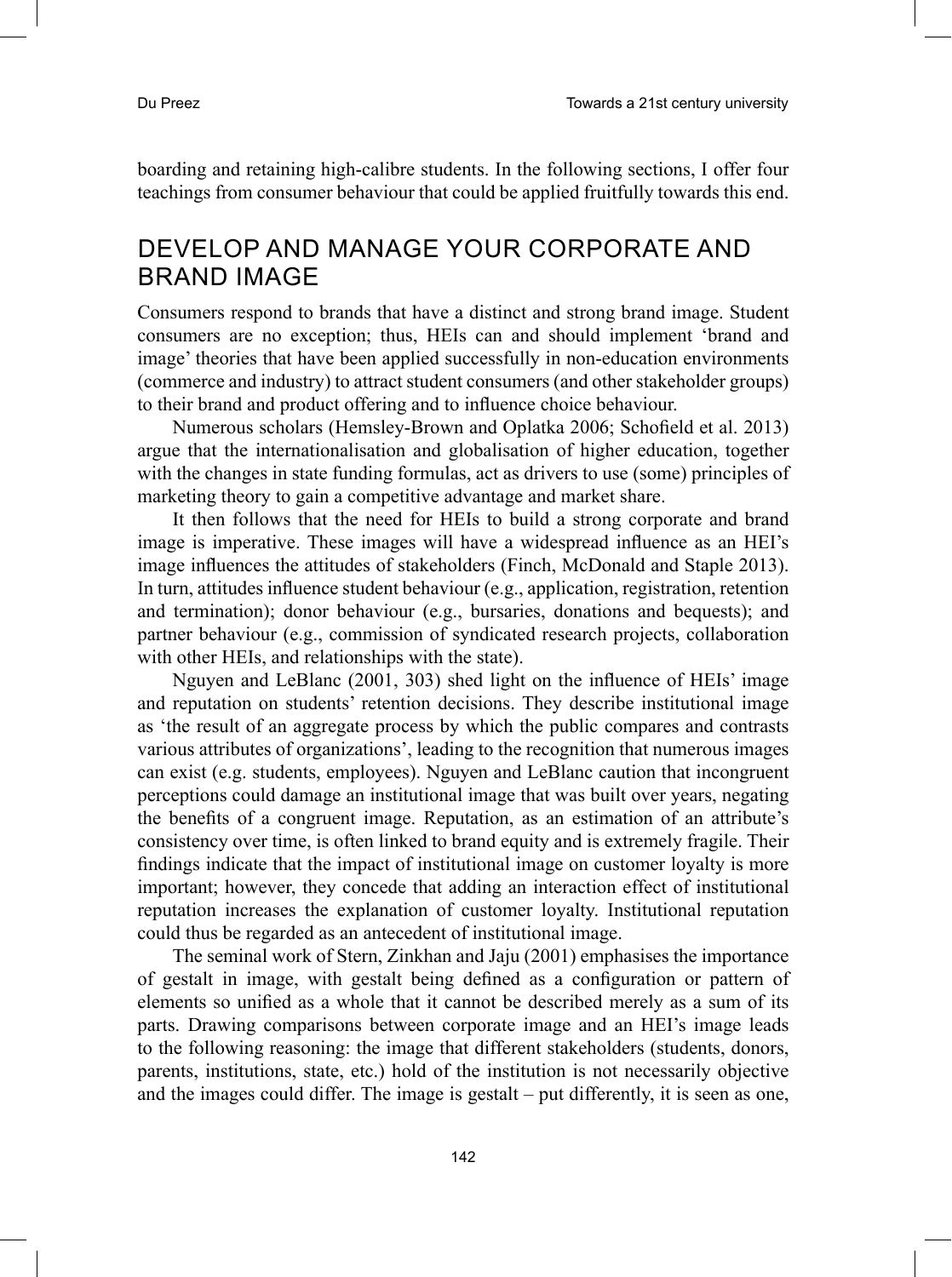boarding and retaining high-calibre students. In the following sections, I offer four teachings from consumer behaviour that could be applied fruitfully towards this end.

## DEVELOP AND MANAGE YOUR CORPORATE AND BRAND IMAGE

Consumers respond to brands that have a distinct and strong brand image. Student consumers are no exception; thus, HEIs can and should implement 'brand and image' theories that have been applied successfully in non-education environments (commerce and industry) to attract student consumers (and other stakeholder groups) to their brand and product offering and to influence choice behaviour.

Numerous scholars (Hemsley-Brown and Oplatka 2006; Schofield et al. 2013) argue that the internationalisation and globalisation of higher education, together with the changes in state funding formulas, act as drivers to use (some) principles of marketing theory to gain a competitive advantage and market share.

It then follows that the need for HEIs to build a strong corporate and brand image is imperative. These images will have a widespread influence as an HEI's image influences the attitudes of stakeholders (Finch, McDonald and Staple 2013). In turn, attitudes influence student behaviour (e.g., application, registration, retention and termination); donor behaviour (e.g., bursaries, donations and bequests); and partner behaviour (e.g., commission of syndicated research projects, collaboration with other HEIs, and relationships with the state).

Nguyen and LeBlanc (2001, 303) shed light on the influence of HEIs' image and reputation on students' retention decisions. They describe institutional image as 'the result of an aggregate process by which the public compares and contrasts various attributes of organizations', leading to the recognition that numerous images can exist (e.g. students, employees). Nguyen and LeBlanc caution that incongruent perceptions could damage an institutional image that was built over years, negating the benefits of a congruent image. Reputation, as an estimation of an attribute's consistency over time, is often linked to brand equity and is extremely fragile. Their findings indicate that the impact of institutional image on customer loyalty is more important; however, they concede that adding an interaction effect of institutional reputation increases the explanation of customer loyalty. Institutional reputation could thus be regarded as an antecedent of institutional image.

The seminal work of Stern, Zinkhan and Jaju (2001) emphasises the importance of gestalt in image, with gestalt being defined as a configuration or pattern of elements so unified as a whole that it cannot be described merely as a sum of its parts. Drawing comparisons between corporate image and an HEI's image leads to the following reasoning: the image that different stakeholders (students, donors, parents, institutions, state, etc.) hold of the institution is not necessarily objective and the images could differ. The image is gestalt – put differently, it is seen as one,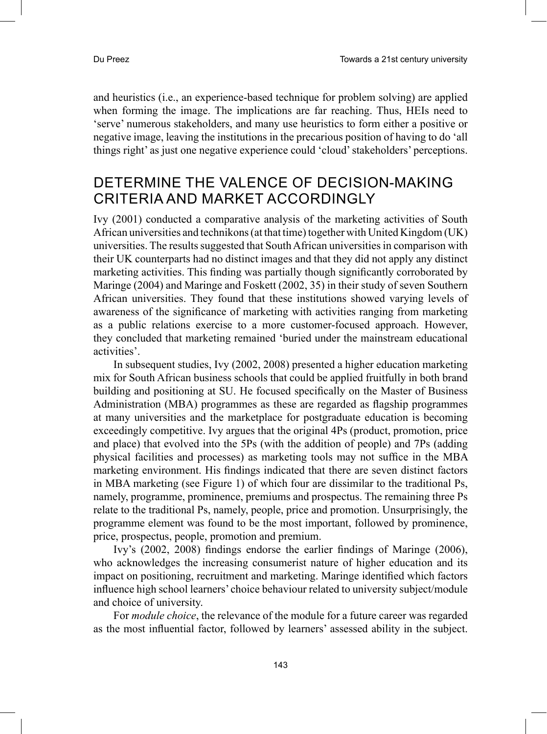and heuristics (i.e., an experience-based technique for problem solving) are applied when forming the image. The implications are far reaching. Thus, HEIs need to 'serve' numerous stakeholders, and many use heuristics to form either a positive or negative image, leaving the institutions in the precarious position of having to do 'all things right' as just one negative experience could 'cloud' stakeholders' perceptions.

## DETERMINE THE VALENCE OF DECISION-MAKING CRITERIA AND MARKET ACCORDINGLY

Ivy (2001) conducted a comparative analysis of the marketing activities of South African universities and technikons (at that time) together with United Kingdom (UK) universities. The results suggested that South African universities in comparison with their UK counterparts had no distinct images and that they did not apply any distinct marketing activities. This finding was partially though significantly corroborated by Maringe (2004) and Maringe and Foskett (2002, 35) in their study of seven Southern African universities. They found that these institutions showed varying levels of awareness of the significance of marketing with activities ranging from marketing as a public relations exercise to a more customer-focused approach. However, they concluded that marketing remained 'buried under the mainstream educational activities'.

In subsequent studies, Ivy (2002, 2008) presented a higher education marketing mix for South African business schools that could be applied fruitfully in both brand building and positioning at SU. He focused specifically on the Master of Business Administration (MBA) programmes as these are regarded as flagship programmes at many universities and the marketplace for postgraduate education is becoming exceedingly competitive. Ivy argues that the original 4Ps (product, promotion, price and place) that evolved into the 5Ps (with the addition of people) and 7Ps (adding physical facilities and processes) as marketing tools may not suffice in the MBA marketing environment. His findings indicated that there are seven distinct factors in MBA marketing (see Figure 1) of which four are dissimilar to the traditional Ps, namely, programme, prominence, premiums and prospectus. The remaining three Ps relate to the traditional Ps, namely, people, price and promotion. Unsurprisingly, the programme element was found to be the most important, followed by prominence, price, prospectus, people, promotion and premium.

Ivy's (2002, 2008) findings endorse the earlier findings of Maringe (2006), who acknowledges the increasing consumerist nature of higher education and its impact on positioning, recruitment and marketing. Maringe identified which factors influence high school learners' choice behaviour related to university subject/module and choice of university.

For *module choice*, the relevance of the module for a future career was regarded as the most influential factor, followed by learners' assessed ability in the subject.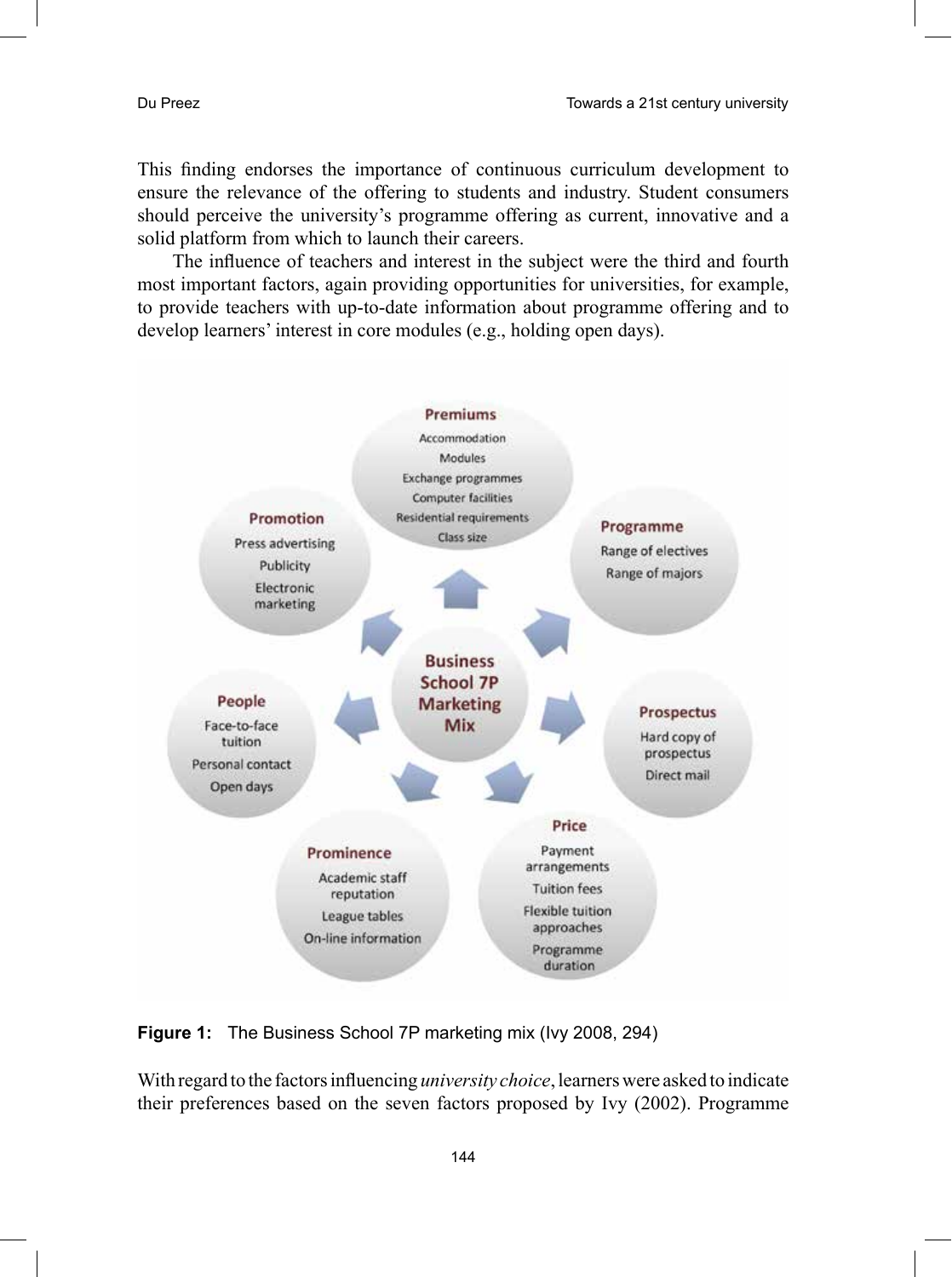This finding endorses the importance of continuous curriculum development to ensure the relevance of the offering to students and industry. Student consumers should perceive the university's programme offering as current, innovative and a solid platform from which to launch their careers.

The influence of teachers and interest in the subject were the third and fourth most important factors, again providing opportunities for universities, for example, to provide teachers with up-to-date information about programme offering and to develop learners' interest in core modules (e.g., holding open days).

**Business School 7P Marketing Mix**

- **Premiums**: Accommodation; Modules; Exchange programmes; Computer facilities; Residential requirements; Class size
- **Programme**: Range of electives; Range of majors
- **Prospectus**: Hard copy of prospectus; Direct mail
- **Price**: Payment arrangements; Tuition fees; Flexible tuition approaches; Programme duration
- **Prominence**: Academic staff reputation; League tables; On-line information
- **People**: Face-to-face tuition; Personal contact; Open days
- **Promotion**: Press advertising; Publicity; Electronic marketing

**Figure 1:** The Business School 7P marketing mix (Ivy 2008, 294)

With regard to the factors influencing *university choice*, learners were asked to indicate their preferences based on the seven factors proposed by Ivy (2002). Programme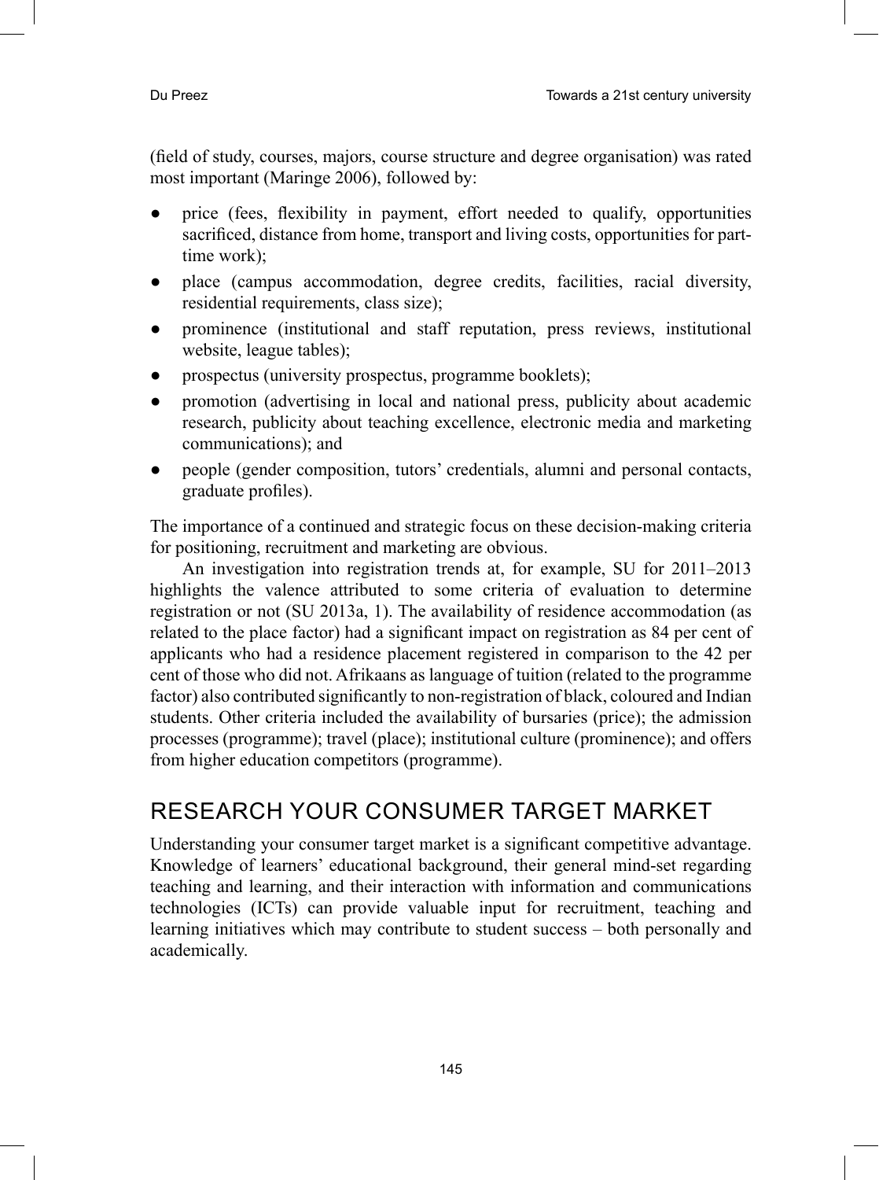(field of study, courses, majors, course structure and degree organisation) was rated most important (Maringe 2006), followed by:

- price (fees, flexibility in payment, effort needed to qualify, opportunities sacrificed, distance from home, transport and living costs, opportunities for part-time work);
- place (campus accommodation, degree credits, facilities, racial diversity, residential requirements, class size);
- prominence (institutional and staff reputation, press reviews, institutional website, league tables);
- prospectus (university prospectus, programme booklets);
- promotion (advertising in local and national press, publicity about academic research, publicity about teaching excellence, electronic media and marketing communications); and
- people (gender composition, tutors' credentials, alumni and personal contacts, graduate profiles).

The importance of a continued and strategic focus on these decision-making criteria for positioning, recruitment and marketing are obvious.

An investigation into registration trends at, for example, SU for 2011–2013 highlights the valence attributed to some criteria of evaluation to determine registration or not (SU 2013a, 1). The availability of residence accommodation (as related to the place factor) had a significant impact on registration as 84 per cent of applicants who had a residence placement registered in comparison to the 42 per cent of those who did not. Afrikaans as language of tuition (related to the programme factor) also contributed significantly to non-registration of black, coloured and Indian students. Other criteria included the availability of bursaries (price); the admission processes (programme); travel (place); institutional culture (prominence); and offers from higher education competitors (programme).

## RESEARCH YOUR CONSUMER TARGET MARKET

Understanding your consumer target market is a significant competitive advantage. Knowledge of learners' educational background, their general mind-set regarding teaching and learning, and their interaction with information and communications technologies (ICTs) can provide valuable input for recruitment, teaching and learning initiatives which may contribute to student success – both personally and academically.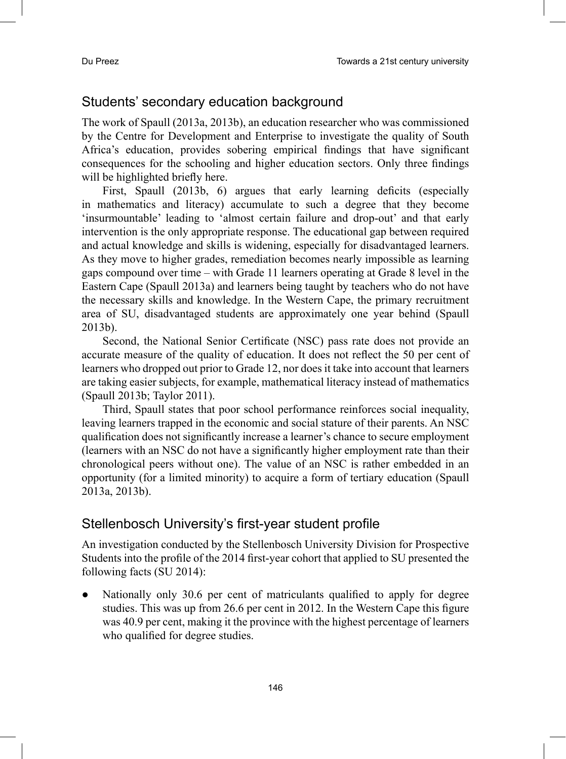## Students' secondary education background

The work of Spaull (2013a, 2013b), an education researcher who was commissioned by the Centre for Development and Enterprise to investigate the quality of South Africa's education, provides sobering empirical findings that have significant consequences for the schooling and higher education sectors. Only three findings will be highlighted briefly here.

First, Spaull (2013b, 6) argues that early learning deficits (especially in mathematics and literacy) accumulate to such a degree that they become 'insurmountable' leading to 'almost certain failure and drop-out' and that early intervention is the only appropriate response. The educational gap between required and actual knowledge and skills is widening, especially for disadvantaged learners. As they move to higher grades, remediation becomes nearly impossible as learning gaps compound over time – with Grade 11 learners operating at Grade 8 level in the Eastern Cape (Spaull 2013a) and learners being taught by teachers who do not have the necessary skills and knowledge. In the Western Cape, the primary recruitment area of SU, disadvantaged students are approximately one year behind (Spaull 2013b).

Second, the National Senior Certificate (NSC) pass rate does not provide an accurate measure of the quality of education. It does not reflect the 50 per cent of learners who dropped out prior to Grade 12, nor does it take into account that learners are taking easier subjects, for example, mathematical literacy instead of mathematics (Spaull 2013b; Taylor 2011).

Third, Spaull states that poor school performance reinforces social inequality, leaving learners trapped in the economic and social stature of their parents. An NSC qualification does not significantly increase a learner's chance to secure employment (learners with an NSC do not have a significantly higher employment rate than their chronological peers without one). The value of an NSC is rather embedded in an opportunity (for a limited minority) to acquire a form of tertiary education (Spaull 2013a, 2013b).

## Stellenbosch University's first-year student profile

An investigation conducted by the Stellenbosch University Division for Prospective Students into the profile of the 2014 first-year cohort that applied to SU presented the following facts (SU 2014):

- Nationally only 30.6 per cent of matriculants qualified to apply for degree studies. This was up from 26.6 per cent in 2012. In the Western Cape this figure was 40.9 per cent, making it the province with the highest percentage of learners who qualified for degree studies.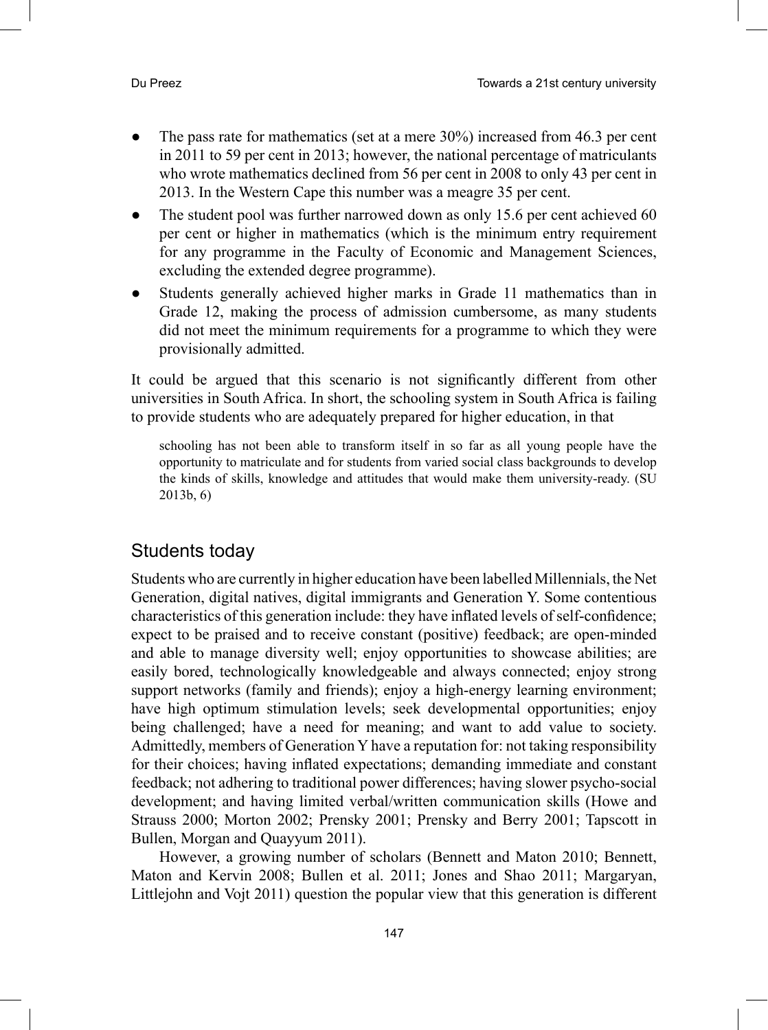- The pass rate for mathematics (set at a mere 30%) increased from 46.3 per cent in 2011 to 59 per cent in 2013; however, the national percentage of matriculants who wrote mathematics declined from 56 per cent in 2008 to only 43 per cent in 2013. In the Western Cape this number was a meagre 35 per cent.
- The student pool was further narrowed down as only 15.6 per cent achieved 60 per cent or higher in mathematics (which is the minimum entry requirement for any programme in the Faculty of Economic and Management Sciences, excluding the extended degree programme).
- Students generally achieved higher marks in Grade 11 mathematics than in Grade 12, making the process of admission cumbersome, as many students did not meet the minimum requirements for a programme to which they were provisionally admitted.

It could be argued that this scenario is not significantly different from other universities in South Africa. In short, the schooling system in South Africa is failing to provide students who are adequately prepared for higher education, in that

> schooling has not been able to transform itself in so far as all young people have the opportunity to matriculate and for students from varied social class backgrounds to develop the kinds of skills, knowledge and attitudes that would make them university-ready. (SU 2013b, 6)

## Students today

Students who are currently in higher education have been labelled Millennials, the Net Generation, digital natives, digital immigrants and Generation Y. Some contentious characteristics of this generation include: they have inflated levels of self-confidence; expect to be praised and to receive constant (positive) feedback; are open-minded and able to manage diversity well; enjoy opportunities to showcase abilities; are easily bored, technologically knowledgeable and always connected; enjoy strong support networks (family and friends); enjoy a high-energy learning environment; have high optimum stimulation levels; seek developmental opportunities; enjoy being challenged; have a need for meaning; and want to add value to society. Admittedly, members of Generation Y have a reputation for: not taking responsibility for their choices; having inflated expectations; demanding immediate and constant feedback; not adhering to traditional power differences; having slower psycho-social development; and having limited verbal/written communication skills (Howe and Strauss 2000; Morton 2002; Prensky 2001; Prensky and Berry 2001; Tapscott in Bullen, Morgan and Quayyum 2011).

However, a growing number of scholars (Bennett and Maton 2010; Bennett, Maton and Kervin 2008; Bullen et al. 2011; Jones and Shao 2011; Margaryan, Littlejohn and Vojt 2011) question the popular view that this generation is different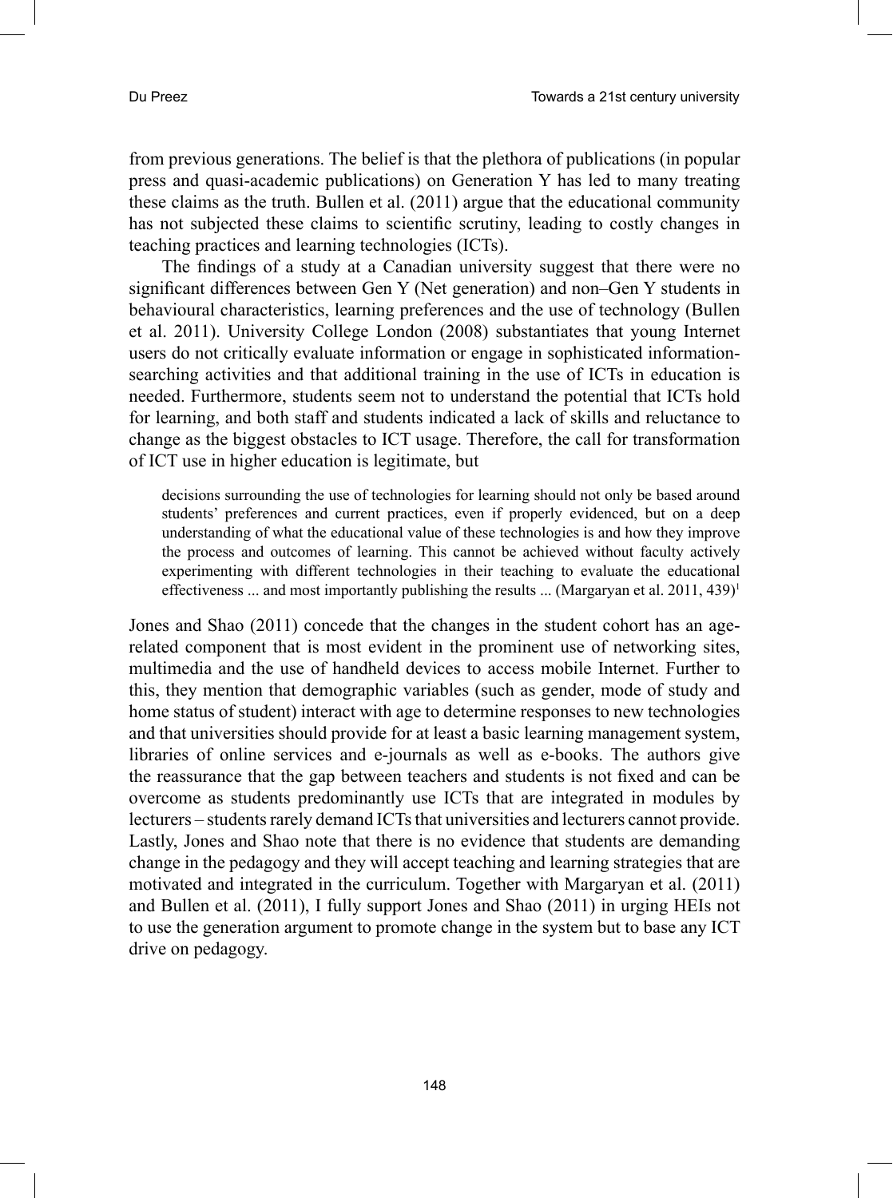from previous generations. The belief is that the plethora of publications (in popular press and quasi-academic publications) on Generation Y has led to many treating these claims as the truth. Bullen et al. (2011) argue that the educational community has not subjected these claims to scientific scrutiny, leading to costly changes in teaching practices and learning technologies (ICTs).

The findings of a study at a Canadian university suggest that there were no significant differences between Gen Y (Net generation) and non–Gen Y students in behavioural characteristics, learning preferences and the use of technology (Bullen et al. 2011). University College London (2008) substantiates that young Internet users do not critically evaluate information or engage in sophisticated information-searching activities and that additional training in the use of ICTs in education is needed. Furthermore, students seem not to understand the potential that ICTs hold for learning, and both staff and students indicated a lack of skills and reluctance to change as the biggest obstacles to ICT usage. Therefore, the call for transformation of ICT use in higher education is legitimate, but

> decisions surrounding the use of technologies for learning should not only be based around students' preferences and current practices, even if properly evidenced, but on a deep understanding of what the educational value of these technologies is and how they improve the process and outcomes of learning. This cannot be achieved without faculty actively experimenting with different technologies in their teaching to evaluate the educational effectiveness ... and most importantly publishing the results ... (Margaryan et al. 2011, 439)[1]

Jones and Shao (2011) concede that the changes in the student cohort has an age-related component that is most evident in the prominent use of networking sites, multimedia and the use of handheld devices to access mobile Internet. Further to this, they mention that demographic variables (such as gender, mode of study and home status of student) interact with age to determine responses to new technologies and that universities should provide for at least a basic learning management system, libraries of online services and e-journals as well as e-books. The authors give the reassurance that the gap between teachers and students is not fixed and can be overcome as students predominantly use ICTs that are integrated in modules by lecturers – students rarely demand ICTs that universities and lecturers cannot provide. Lastly, Jones and Shao note that there is no evidence that students are demanding change in the pedagogy and they will accept teaching and learning strategies that are motivated and integrated in the curriculum. Together with Margaryan et al. (2011) and Bullen et al. (2011), I fully support Jones and Shao (2011) in urging HEIs not to use the generation argument to promote change in the system but to base any ICT drive on pedagogy.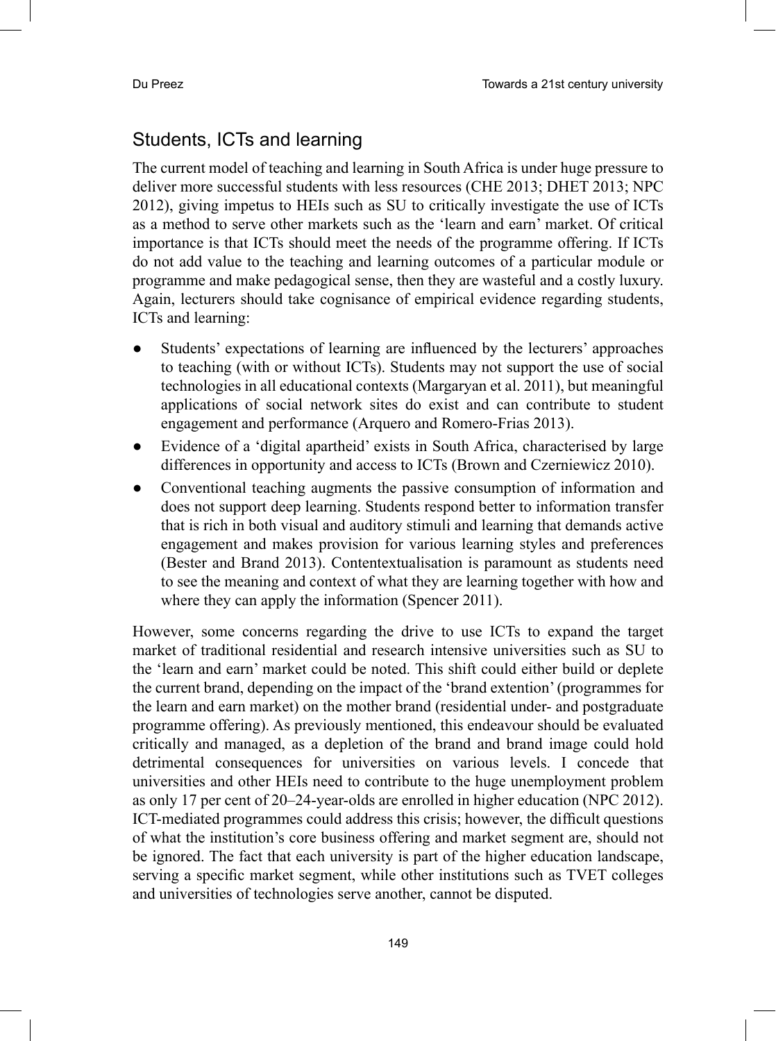## Students, ICTs and learning

The current model of teaching and learning in South Africa is under huge pressure to deliver more successful students with less resources (CHE 2013; DHET 2013; NPC 2012), giving impetus to HEIs such as SU to critically investigate the use of ICTs as a method to serve other markets such as the 'learn and earn' market. Of critical importance is that ICTs should meet the needs of the programme offering. If ICTs do not add value to the teaching and learning outcomes of a particular module or programme and make pedagogical sense, then they are wasteful and a costly luxury. Again, lecturers should take cognisance of empirical evidence regarding students, ICTs and learning:

- Students' expectations of learning are influenced by the lecturers' approaches to teaching (with or without ICTs). Students may not support the use of social technologies in all educational contexts (Margaryan et al. 2011), but meaningful applications of social network sites do exist and can contribute to student engagement and performance (Arquero and Romero-Frias 2013).
- Evidence of a 'digital apartheid' exists in South Africa, characterised by large differences in opportunity and access to ICTs (Brown and Czerniewicz 2010).
- Conventional teaching augments the passive consumption of information and does not support deep learning. Students respond better to information transfer that is rich in both visual and auditory stimuli and learning that demands active engagement and makes provision for various learning styles and preferences (Bester and Brand 2013). Contentextualisation is paramount as students need to see the meaning and context of what they are learning together with how and where they can apply the information (Spencer 2011).

However, some concerns regarding the drive to use ICTs to expand the target market of traditional residential and research intensive universities such as SU to the 'learn and earn' market could be noted. This shift could either build or deplete the current brand, depending on the impact of the 'brand extention' (programmes for the learn and earn market) on the mother brand (residential under- and postgraduate programme offering). As previously mentioned, this endeavour should be evaluated critically and managed, as a depletion of the brand and brand image could hold detrimental consequences for universities on various levels. I concede that universities and other HEIs need to contribute to the huge unemployment problem as only 17 per cent of 20–24-year-olds are enrolled in higher education (NPC 2012). ICT-mediated programmes could address this crisis; however, the difficult questions of what the institution's core business offering and market segment are, should not be ignored. The fact that each university is part of the higher education landscape, serving a specific market segment, while other institutions such as TVET colleges and universities of technologies serve another, cannot be disputed.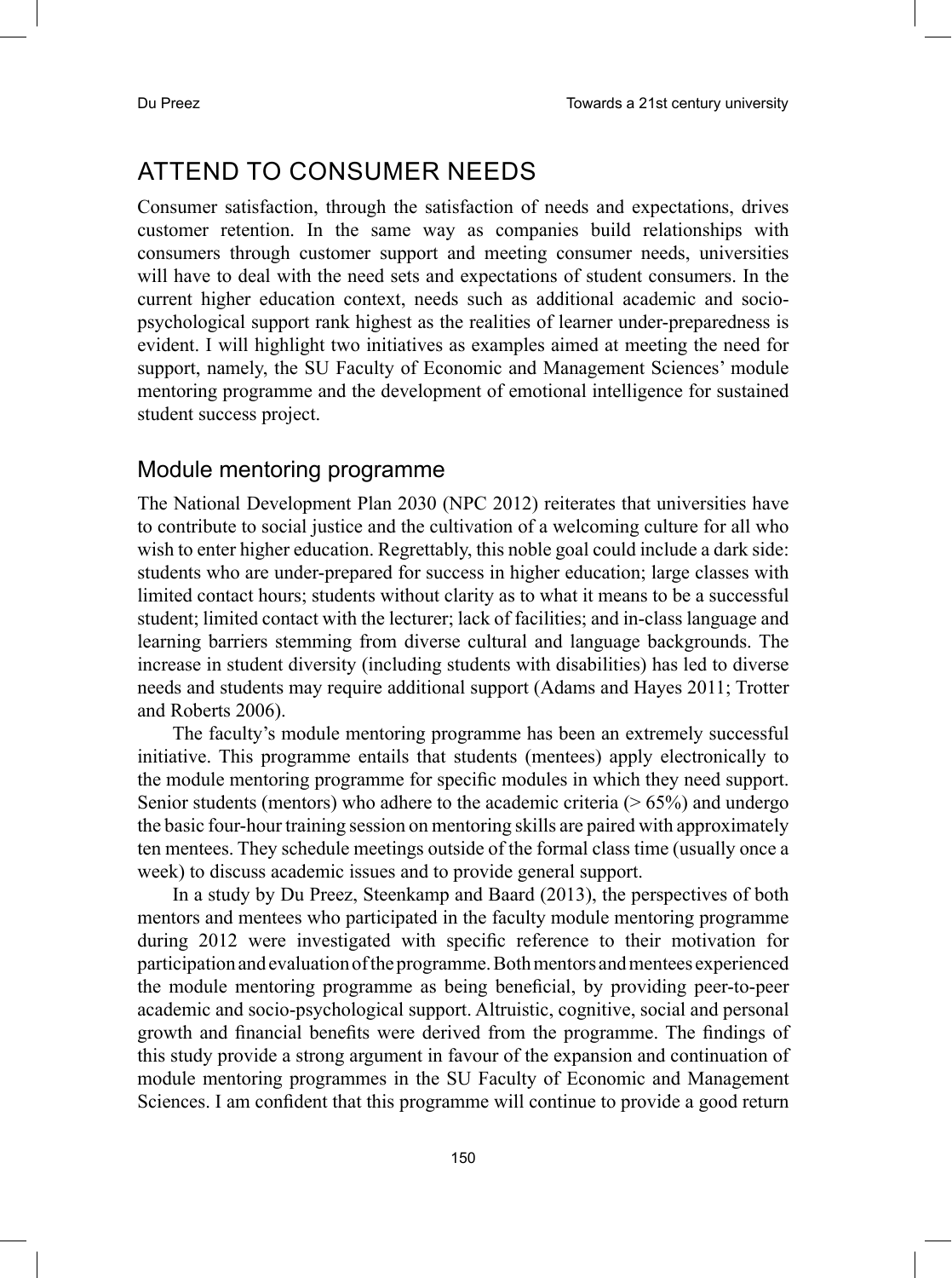## ATTEND TO CONSUMER NEEDS

Consumer satisfaction, through the satisfaction of needs and expectations, drives customer retention. In the same way as companies build relationships with consumers through customer support and meeting consumer needs, universities will have to deal with the need sets and expectations of student consumers. In the current higher education context, needs such as additional academic and socio-psychological support rank highest as the realities of learner under-preparedness is evident. I will highlight two initiatives as examples aimed at meeting the need for support, namely, the SU Faculty of Economic and Management Sciences' module mentoring programme and the development of emotional intelligence for sustained student success project.

### Module mentoring programme

The National Development Plan 2030 (NPC 2012) reiterates that universities have to contribute to social justice and the cultivation of a welcoming culture for all who wish to enter higher education. Regrettably, this noble goal could include a dark side: students who are under-prepared for success in higher education; large classes with limited contact hours; students without clarity as to what it means to be a successful student; limited contact with the lecturer; lack of facilities; and in-class language and learning barriers stemming from diverse cultural and language backgrounds. The increase in student diversity (including students with disabilities) has led to diverse needs and students may require additional support (Adams and Hayes 2011; Trotter and Roberts 2006).

The faculty's module mentoring programme has been an extremely successful initiative. This programme entails that students (mentees) apply electronically to the module mentoring programme for specific modules in which they need support. Senior students (mentors) who adhere to the academic criteria (> 65%) and undergo the basic four-hour training session on mentoring skills are paired with approximately ten mentees. They schedule meetings outside of the formal class time (usually once a week) to discuss academic issues and to provide general support.

In a study by Du Preez, Steenkamp and Baard (2013), the perspectives of both mentors and mentees who participated in the faculty module mentoring programme during 2012 were investigated with specific reference to their motivation for participation and evaluation of the programme. Both mentors and mentees experienced the module mentoring programme as being beneficial, by providing peer-to-peer academic and socio-psychological support. Altruistic, cognitive, social and personal growth and financial benefits were derived from the programme. The findings of this study provide a strong argument in favour of the expansion and continuation of module mentoring programmes in the SU Faculty of Economic and Management Sciences. I am confident that this programme will continue to provide a good return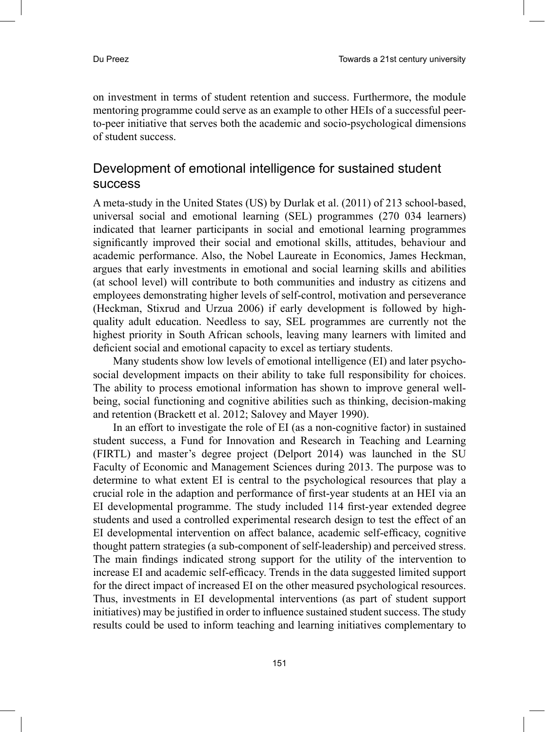on investment in terms of student retention and success. Furthermore, the module mentoring programme could serve as an example to other HEIs of a successful peer-to-peer initiative that serves both the academic and socio-psychological dimensions of student success.

## Development of emotional intelligence for sustained student success

A meta-study in the United States (US) by Durlak et al. (2011) of 213 school-based, universal social and emotional learning (SEL) programmes (270 034 learners) indicated that learner participants in social and emotional learning programmes significantly improved their social and emotional skills, attitudes, behaviour and academic performance. Also, the Nobel Laureate in Economics, James Heckman, argues that early investments in emotional and social learning skills and abilities (at school level) will contribute to both communities and industry as citizens and employees demonstrating higher levels of self-control, motivation and perseverance (Heckman, Stixrud and Urzua 2006) if early development is followed by high-quality adult education. Needless to say, SEL programmes are currently not the highest priority in South African schools, leaving many learners with limited and deficient social and emotional capacity to excel as tertiary students.

Many students show low levels of emotional intelligence (EI) and later psycho-social development impacts on their ability to take full responsibility for choices. The ability to process emotional information has shown to improve general well-being, social functioning and cognitive abilities such as thinking, decision-making and retention (Brackett et al. 2012; Salovey and Mayer 1990).

In an effort to investigate the role of EI (as a non-cognitive factor) in sustained student success, a Fund for Innovation and Research in Teaching and Learning (FIRTL) and master's degree project (Delport 2014) was launched in the SU Faculty of Economic and Management Sciences during 2013. The purpose was to determine to what extent EI is central to the psychological resources that play a crucial role in the adaption and performance of first-year students at an HEI via an EI developmental programme. The study included 114 first-year extended degree students and used a controlled experimental research design to test the effect of an EI developmental intervention on affect balance, academic self-efficacy, cognitive thought pattern strategies (a sub-component of self-leadership) and perceived stress. The main findings indicated strong support for the utility of the intervention to increase EI and academic self-efficacy. Trends in the data suggested limited support for the direct impact of increased EI on the other measured psychological resources. Thus, investments in EI developmental interventions (as part of student support initiatives) may be justified in order to influence sustained student success. The study results could be used to inform teaching and learning initiatives complementary to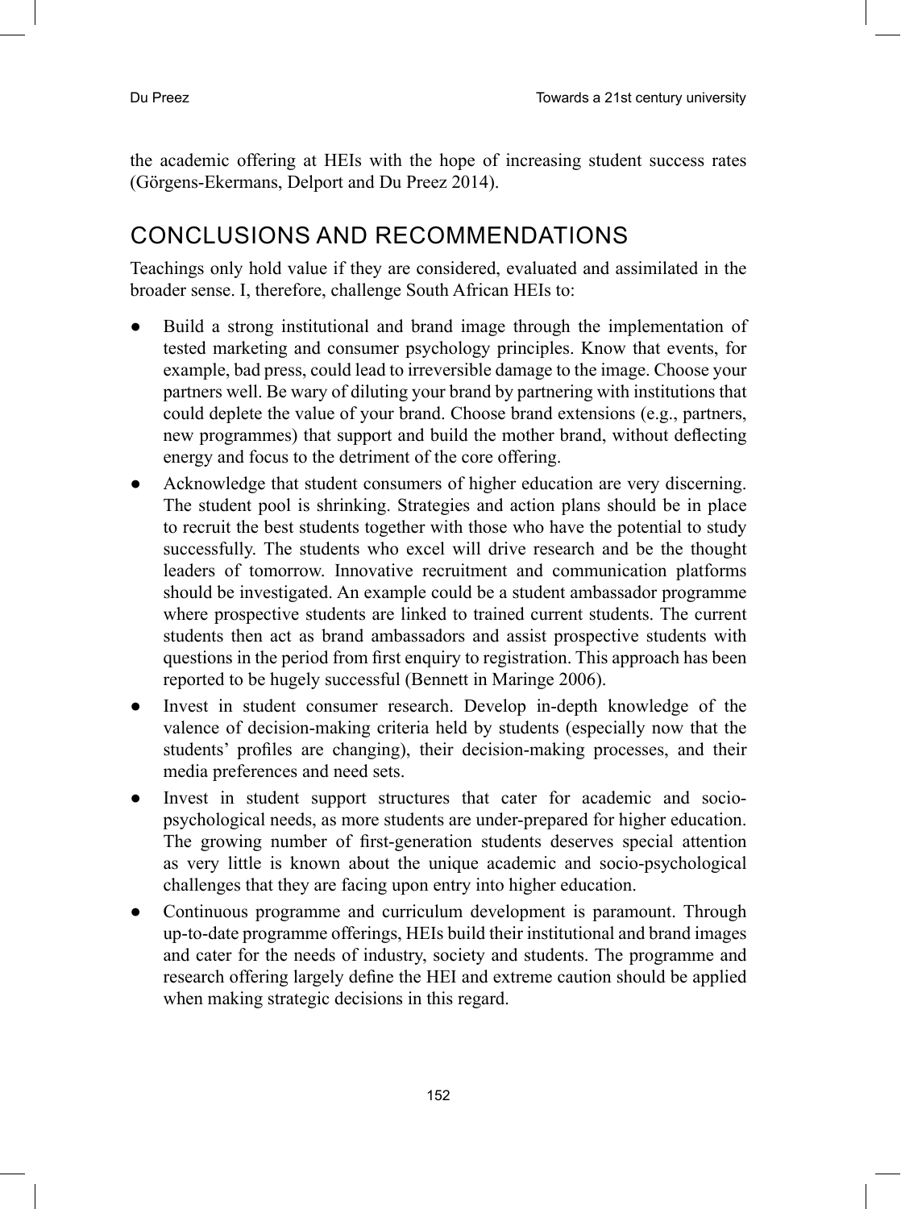the academic offering at HEIs with the hope of increasing student success rates (Görgens-Ekermans, Delport and Du Preez 2014).

## CONCLUSIONS AND RECOMMENDATIONS

Teachings only hold value if they are considered, evaluated and assimilated in the broader sense. I, therefore, challenge South African HEIs to:

- Build a strong institutional and brand image through the implementation of tested marketing and consumer psychology principles. Know that events, for example, bad press, could lead to irreversible damage to the image. Choose your partners well. Be wary of diluting your brand by partnering with institutions that could deplete the value of your brand. Choose brand extensions (e.g., partners, new programmes) that support and build the mother brand, without deflecting energy and focus to the detriment of the core offering.
- Acknowledge that student consumers of higher education are very discerning. The student pool is shrinking. Strategies and action plans should be in place to recruit the best students together with those who have the potential to study successfully. The students who excel will drive research and be the thought leaders of tomorrow. Innovative recruitment and communication platforms should be investigated. An example could be a student ambassador programme where prospective students are linked to trained current students. The current students then act as brand ambassadors and assist prospective students with questions in the period from first enquiry to registration. This approach has been reported to be hugely successful (Bennett in Maringe 2006).
- Invest in student consumer research. Develop in-depth knowledge of the valence of decision-making criteria held by students (especially now that the students' profiles are changing), their decision-making processes, and their media preferences and need sets.
- Invest in student support structures that cater for academic and socio-psychological needs, as more students are under-prepared for higher education. The growing number of first-generation students deserves special attention as very little is known about the unique academic and socio-psychological challenges that they are facing upon entry into higher education.
- Continuous programme and curriculum development is paramount. Through up-to-date programme offerings, HEIs build their institutional and brand images and cater for the needs of industry, society and students. The programme and research offering largely define the HEI and extreme caution should be applied when making strategic decisions in this regard.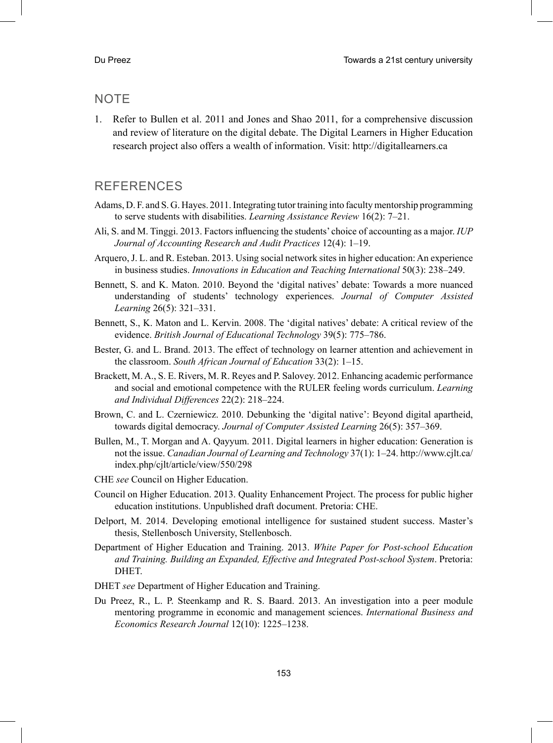## NOTE

1. Refer to Bullen et al. 2011 and Jones and Shao 2011, for a comprehensive discussion and review of literature on the digital debate. The Digital Learners in Higher Education research project also offers a wealth of information. Visit: http://digitallearners.ca

## REFERENCES

Adams, D. F. and S. G. Hayes. 2011. Integrating tutor training into faculty mentorship programming to serve students with disabilities. *Learning Assistance Review* 16(2): 7–21.

Ali, S. and M. Tinggi. 2013. Factors influencing the students' choice of accounting as a major. *IUP Journal of Accounting Research and Audit Practices* 12(4): 1–19.

Arquero, J. L. and R. Esteban. 2013. Using social network sites in higher education: An experience in business studies. *Innovations in Education and Teaching International* 50(3): 238–249.

Bennett, S. and K. Maton. 2010. Beyond the 'digital natives' debate: Towards a more nuanced understanding of students' technology experiences. *Journal of Computer Assisted Learning* 26(5): 321–331.

Bennett, S., K. Maton and L. Kervin. 2008. The 'digital natives' debate: A critical review of the evidence. *British Journal of Educational Technology* 39(5): 775–786.

Bester, G. and L. Brand. 2013. The effect of technology on learner attention and achievement in the classroom. *South African Journal of Education* 33(2): 1–15.

Brackett, M. A., S. E. Rivers, M. R. Reyes and P. Salovey. 2012. Enhancing academic performance and social and emotional competence with the RULER feeling words curriculum. *Learning and Individual Differences* 22(2): 218–224.

Brown, C. and L. Czerniewicz. 2010. Debunking the 'digital native': Beyond digital apartheid, towards digital democracy. *Journal of Computer Assisted Learning* 26(5): 357–369.

Bullen, M., T. Morgan and A. Qayyum. 2011. Digital learners in higher education: Generation is not the issue. *Canadian Journal of Learning and Technology* 37(1): 1–24. http://www.cjlt.ca/index.php/cjlt/article/view/550/298

CHE *see* Council on Higher Education.

Council on Higher Education. 2013. Quality Enhancement Project. The process for public higher education institutions. Unpublished draft document. Pretoria: CHE.

Delport, M. 2014. Developing emotional intelligence for sustained student success. Master's thesis, Stellenbosch University, Stellenbosch.

Department of Higher Education and Training. 2013. *White Paper for Post-school Education and Training. Building an Expanded, Effective and Integrated Post-school System*. Pretoria: DHET.

DHET *see* Department of Higher Education and Training.

Du Preez, R., L. P. Steenkamp and R. S. Baard. 2013. An investigation into a peer module mentoring programme in economic and management sciences. *International Business and Economics Research Journal* 12(10): 1225–1238.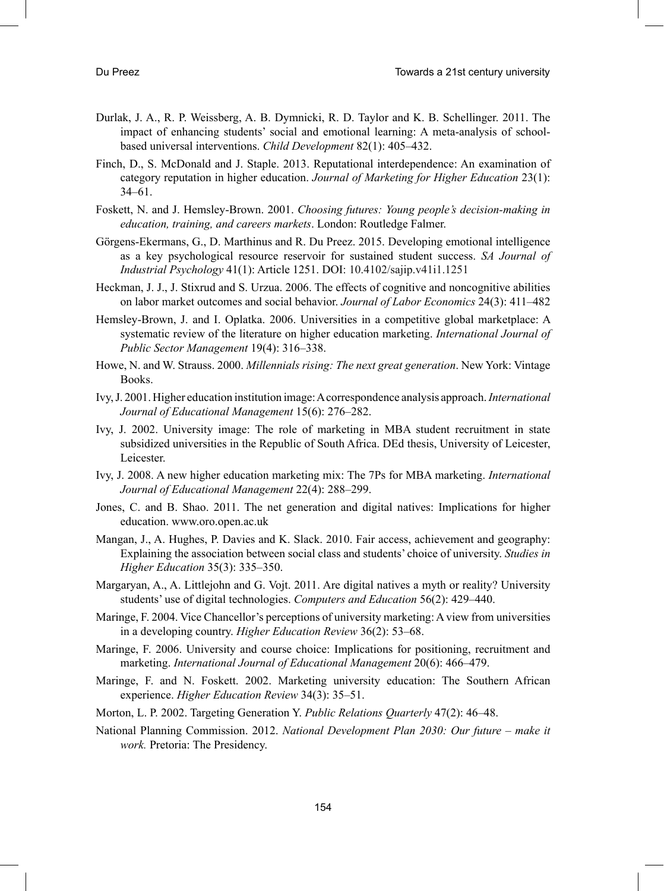Durlak, J. A., R. P. Weissberg, A. B. Dymnicki, R. D. Taylor and K. B. Schellinger. 2011. The impact of enhancing students' social and emotional learning: A meta-analysis of school-based universal interventions. *Child Development* 82(1): 405–432.

Finch, D., S. McDonald and J. Staple. 2013. Reputational interdependence: An examination of category reputation in higher education. *Journal of Marketing for Higher Education* 23(1): 34–61.

Foskett, N. and J. Hemsley-Brown. 2001. *Choosing futures: Young people's decision-making in education, training, and careers markets*. London: Routledge Falmer.

Görgens-Ekermans, G., D. Marthinus and R. Du Preez. 2015. Developing emotional intelligence as a key psychological resource reservoir for sustained student success. *SA Journal of Industrial Psychology* 41(1): Article 1251. DOI: 10.4102/sajip.v41i1.1251

Heckman, J. J., J. Stixrud and S. Urzua. 2006. The effects of cognitive and noncognitive abilities on labor market outcomes and social behavior. *Journal of Labor Economics* 24(3): 411–482

Hemsley-Brown, J. and I. Oplatka. 2006. Universities in a competitive global marketplace: A systematic review of the literature on higher education marketing. *International Journal of Public Sector Management* 19(4): 316–338.

Howe, N. and W. Strauss. 2000. *Millennials rising: The next great generation*. New York: Vintage Books.

Ivy, J. 2001. Higher education institution image: A correspondence analysis approach. *International Journal of Educational Management* 15(6): 276–282.

Ivy, J. 2002. University image: The role of marketing in MBA student recruitment in state subsidized universities in the Republic of South Africa. DEd thesis, University of Leicester, Leicester.

Ivy, J. 2008. A new higher education marketing mix: The 7Ps for MBA marketing. *International Journal of Educational Management* 22(4): 288–299.

Jones, C. and B. Shao. 2011. The net generation and digital natives: Implications for higher education. www.oro.open.ac.uk

Mangan, J., A. Hughes, P. Davies and K. Slack. 2010. Fair access, achievement and geography: Explaining the association between social class and students' choice of university. *Studies in Higher Education* 35(3): 335–350.

Margaryan, A., A. Littlejohn and G. Vojt. 2011. Are digital natives a myth or reality? University students' use of digital technologies. *Computers and Education* 56(2): 429–440.

Maringe, F. 2004. Vice Chancellor's perceptions of university marketing: A view from universities in a developing country. *Higher Education Review* 36(2): 53–68.

Maringe, F. 2006. University and course choice: Implications for positioning, recruitment and marketing. *International Journal of Educational Management* 20(6): 466–479.

Maringe, F. and N. Foskett. 2002. Marketing university education: The Southern African experience. *Higher Education Review* 34(3): 35–51.

Morton, L. P. 2002. Targeting Generation Y. *Public Relations Quarterly* 47(2): 46–48.

National Planning Commission. 2012. *National Development Plan 2030: Our future – make it work.* Pretoria: The Presidency.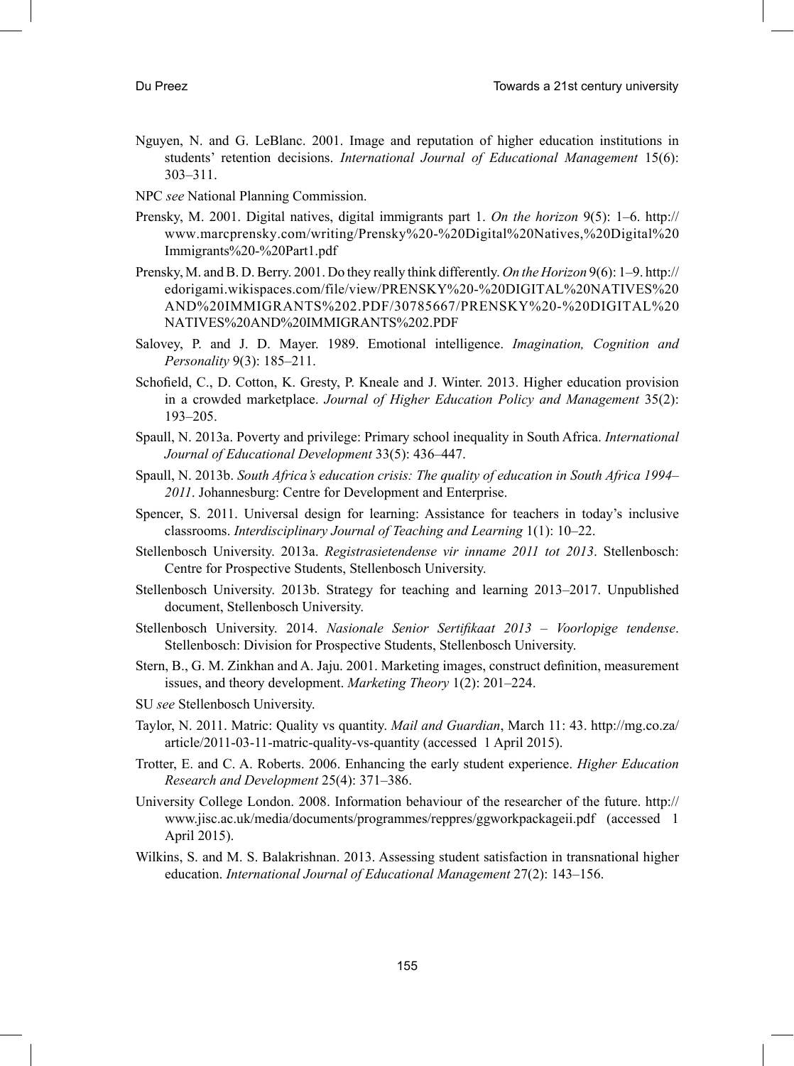Nguyen, N. and G. LeBlanc. 2001. Image and reputation of higher education institutions in students' retention decisions. *International Journal of Educational Management* 15(6): 303–311.

NPC *see* National Planning Commission.

Prensky, M. 2001. Digital natives, digital immigrants part 1. *On the horizon* 9(5): 1–6. http://www.marcprensky.com/writing/Prensky%20-%20Digital%20Natives,%20Digital%20Immigrants%20-%20Part1.pdf

Prensky, M. and B. D. Berry. 2001. Do they really think differently. *On the Horizon* 9(6): 1–9. http://edorigami.wikispaces.com/file/view/PRENSKY%20-%20DIGITAL%20NATIVES%20AND%20IMMIGRANTS%202.PDF/30785667/PRENSKY%20-%20DIGITAL%20NATIVES%20AND%20IMMIGRANTS%202.PDF

Salovey, P. and J. D. Mayer. 1989. Emotional intelligence. *Imagination, Cognition and Personality* 9(3): 185–211.

Schofield, C., D. Cotton, K. Gresty, P. Kneale and J. Winter. 2013. Higher education provision in a crowded marketplace. *Journal of Higher Education Policy and Management* 35(2): 193–205.

Spaull, N. 2013a. Poverty and privilege: Primary school inequality in South Africa. *International Journal of Educational Development* 33(5): 436–447.

Spaull, N. 2013b. *South Africa's education crisis: The quality of education in South Africa 1994–2011*. Johannesburg: Centre for Development and Enterprise.

Spencer, S. 2011. Universal design for learning: Assistance for teachers in today's inclusive classrooms. *Interdisciplinary Journal of Teaching and Learning* 1(1): 10–22.

Stellenbosch University. 2013a. *Registrasietendense vir inname 2011 tot 2013*. Stellenbosch: Centre for Prospective Students, Stellenbosch University.

Stellenbosch University. 2013b. Strategy for teaching and learning 2013–2017. Unpublished document, Stellenbosch University.

Stellenbosch University. 2014. *Nasionale Senior Sertifikaat 2013 – Voorlopige tendense*. Stellenbosch: Division for Prospective Students, Stellenbosch University.

Stern, B., G. M. Zinkhan and A. Jaju. 2001. Marketing images, construct definition, measurement issues, and theory development. *Marketing Theory* 1(2): 201–224.

SU *see* Stellenbosch University.

Taylor, N. 2011. Matric: Quality vs quantity. *Mail and Guardian*, March 11: 43. http://mg.co.za/article/2011-03-11-matric-quality-vs-quantity (accessed 1 April 2015).

Trotter, E. and C. A. Roberts. 2006. Enhancing the early student experience. *Higher Education Research and Development* 25(4): 371–386.

University College London. 2008. Information behaviour of the researcher of the future. http://www.jisc.ac.uk/media/documents/programmes/reppres/ggworkpackageii.pdf (accessed 1 April 2015).

Wilkins, S. and M. S. Balakrishnan. 2013. Assessing student satisfaction in transnational higher education. *International Journal of Educational Management* 27(2): 143–156.